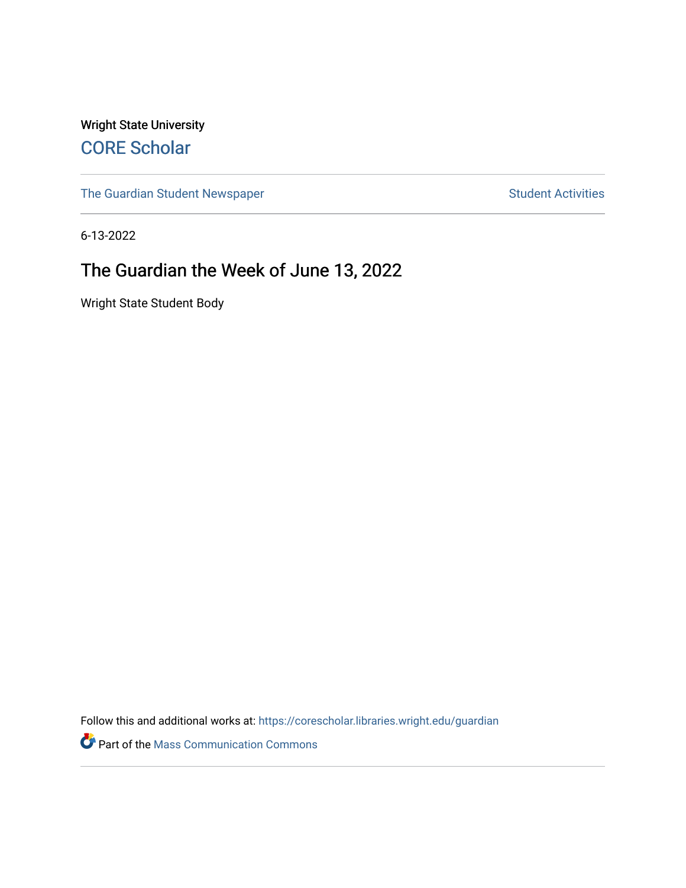Wright State University

# CORE Scholar

The Guardian Student Newspaper | Student Activities

6-13-2022

## The Guardian the Week of June 13, 2022

Wright State Student Body

Follow this and additional works at: https://corescholar.libraries.wright.edu/guardian

Part of the Mass Communication Commons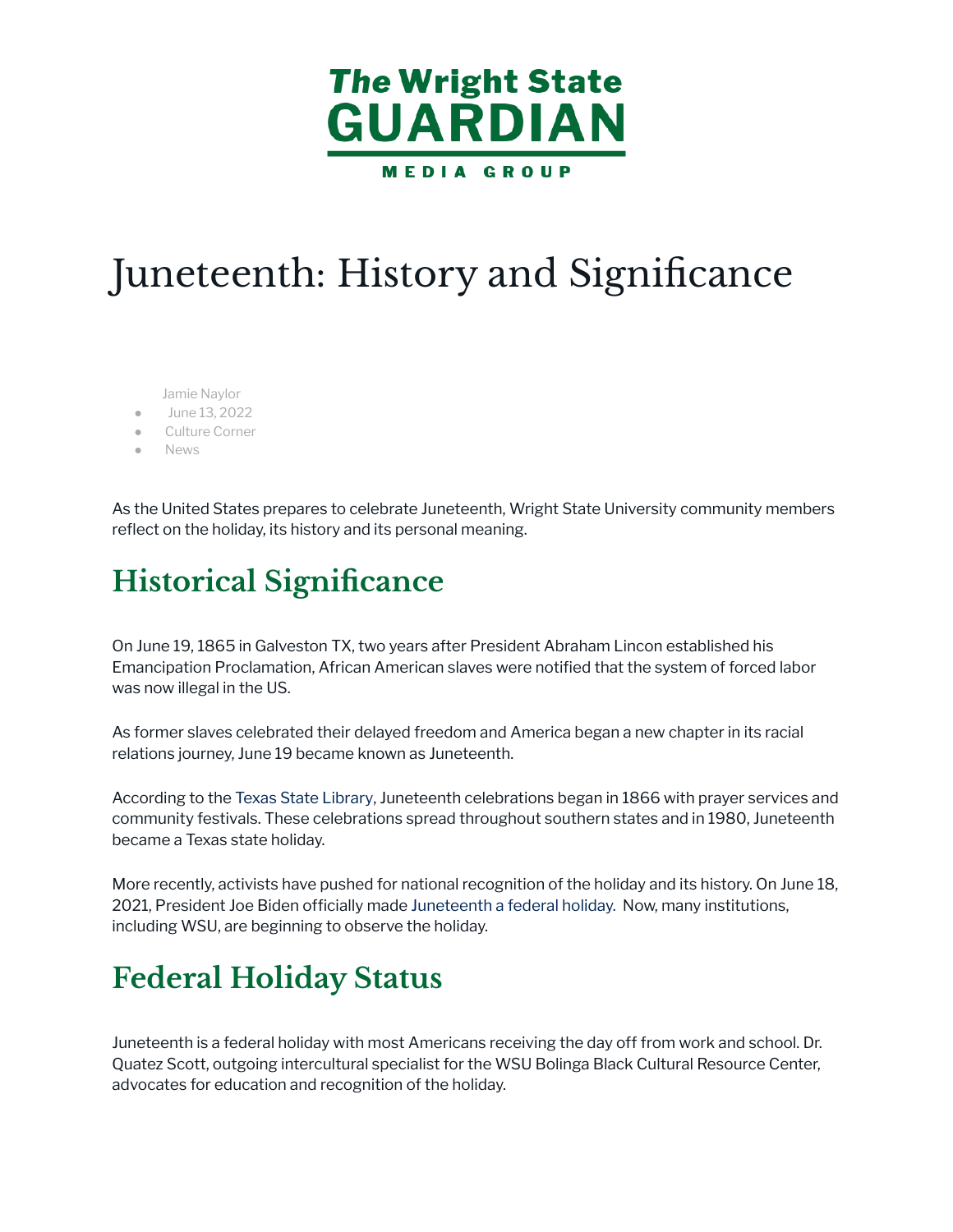The Wright State GUARDIAN

MEDIA GROUP

# Juneteenth: History and Significance

Jamie Naylor

- June 13, 2022
- Culture Corner
- News

As the United States prepares to celebrate Juneteenth, Wright State University community members reflect on the holiday, its history and its personal meaning.

## Historical Significance

On June 19, 1865 in Galveston TX, two years after President Abraham Lincon established his Emancipation Proclamation, African American slaves were notified that the system of forced labor was now illegal in the US.

As former slaves celebrated their delayed freedom and America began a new chapter in its racial relations journey, June 19 became known as Juneteenth.

According to the Texas State Library, Juneteenth celebrations began in 1866 with prayer services and community festivals. These celebrations spread throughout southern states and in 1980, Juneteenth became a Texas state holiday.

More recently, activists have pushed for national recognition of the holiday and its history. On June 18, 2021, President Joe Biden officially made Juneteenth a federal holiday. Now, many institutions, including WSU, are beginning to observe the holiday.

## Federal Holiday Status

Juneteenth is a federal holiday with most Americans receiving the day off from work and school. Dr. Quatez Scott, outgoing intercultural specialist for the WSU Bolinga Black Cultural Resource Center, advocates for education and recognition of the holiday.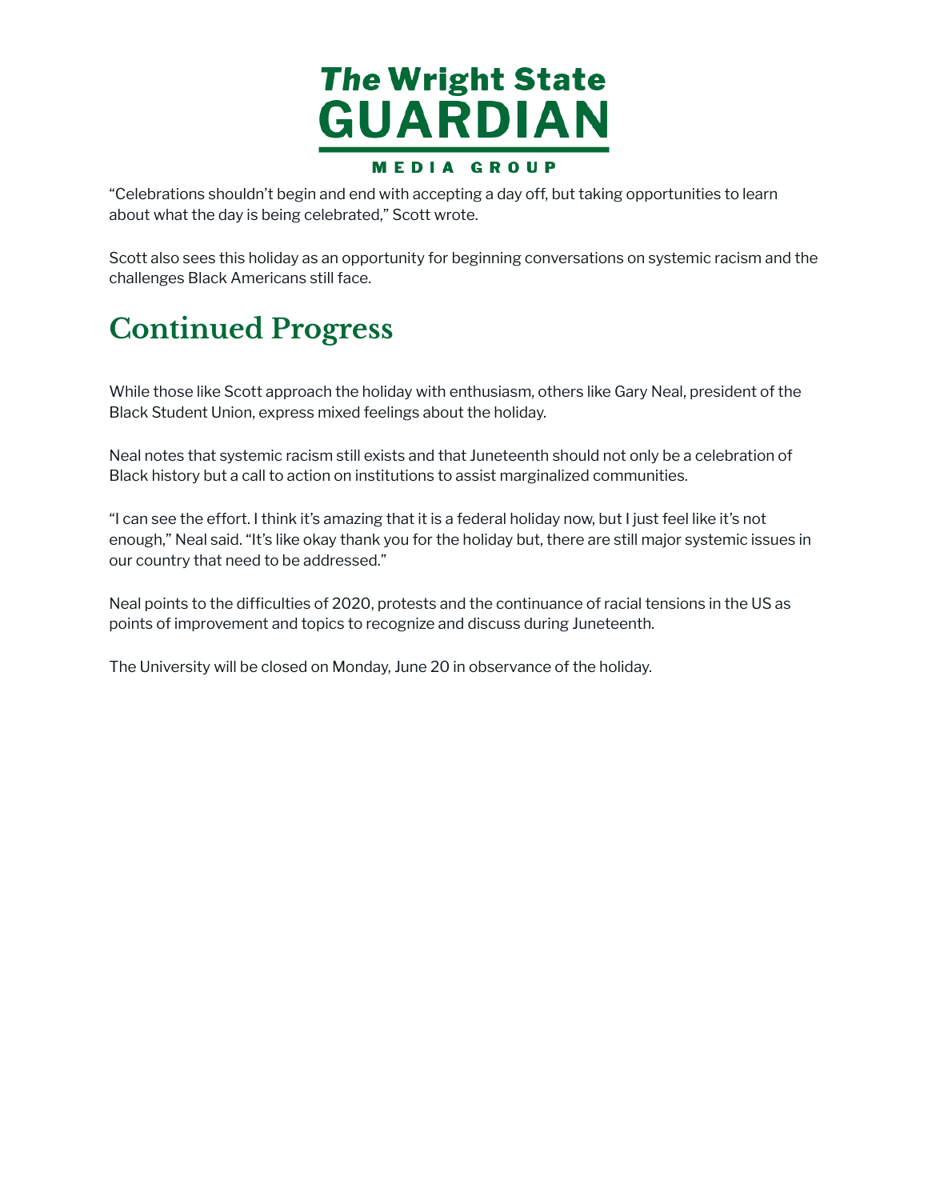"Celebrations shouldn't begin and end with accepting a day off, but taking opportunities to learn about what the day is being celebrated," Scott wrote.

Scott also sees this holiday as an opportunity for beginning conversations on systemic racism and the challenges Black Americans still face.

## Continued Progress

While those like Scott approach the holiday with enthusiasm, others like Gary Neal, president of the Black Student Union, express mixed feelings about the holiday.

Neal notes that systemic racism still exists and that Juneteenth should not only be a celebration of Black history but a call to action on institutions to assist marginalized communities.

"I can see the effort. I think it's amazing that it is a federal holiday now, but I just feel like it's not enough," Neal said. "It's like okay thank you for the holiday but, there are still major systemic issues in our country that need to be addressed."

Neal points to the difficulties of 2020, protests and the continuance of racial tensions in the US as points of improvement and topics to recognize and discuss during Juneteenth.

The University will be closed on Monday, June 20 in observance of the holiday.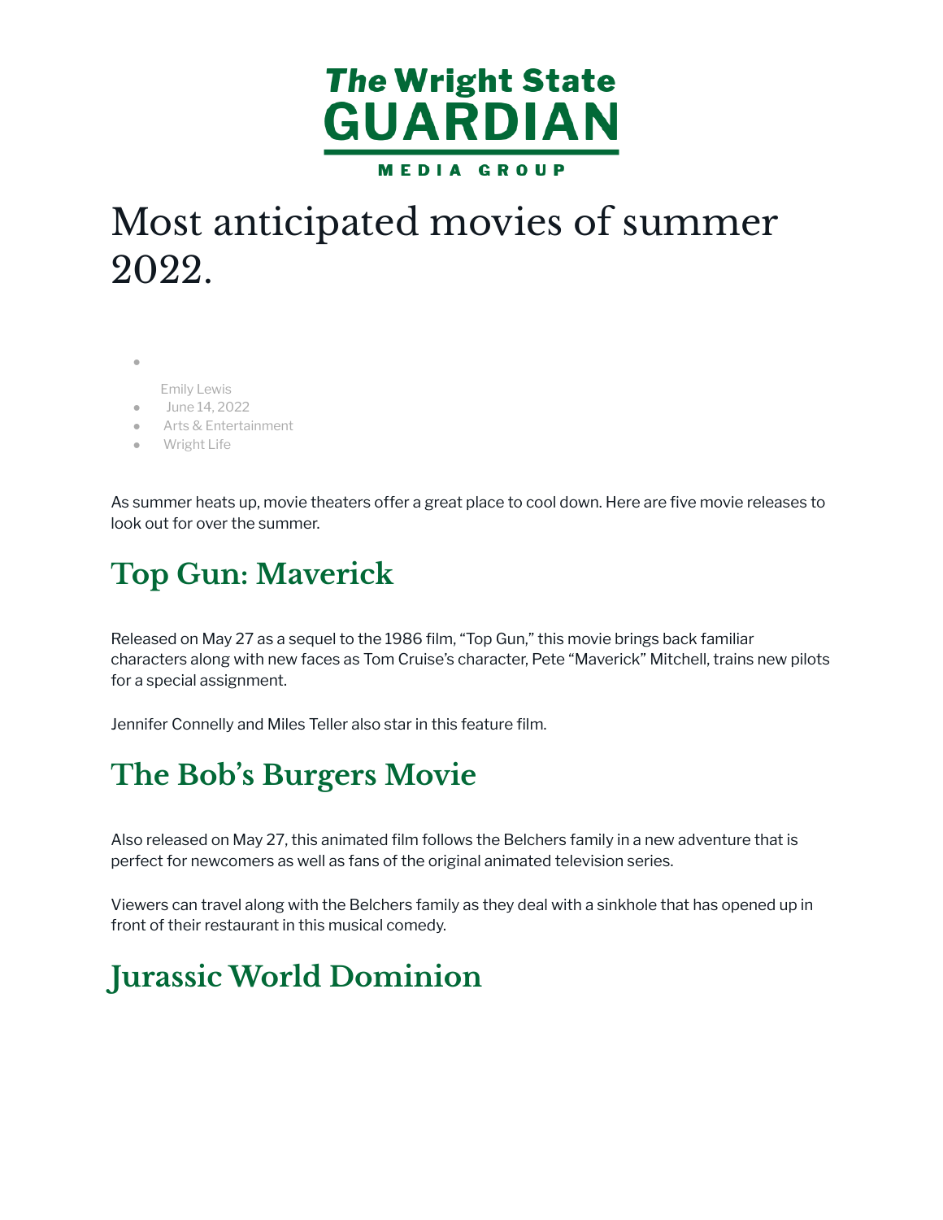# Most anticipated movies of summer 2022.

- Emily Lewis
- June 14, 2022
- Arts & Entertainment
- Wright Life

As summer heats up, movie theaters offer a great place to cool down. Here are five movie releases to look out for over the summer.

## Top Gun: Maverick

Released on May 27 as a sequel to the 1986 film, "Top Gun," this movie brings back familiar characters along with new faces as Tom Cruise's character, Pete "Maverick" Mitchell, trains new pilots for a special assignment.

Jennifer Connelly and Miles Teller also star in this feature film.

## The Bob's Burgers Movie

Also released on May 27, this animated film follows the Belchers family in a new adventure that is perfect for newcomers as well as fans of the original animated television series.

Viewers can travel along with the Belchers family as they deal with a sinkhole that has opened up in front of their restaurant in this musical comedy.

## Jurassic World Dominion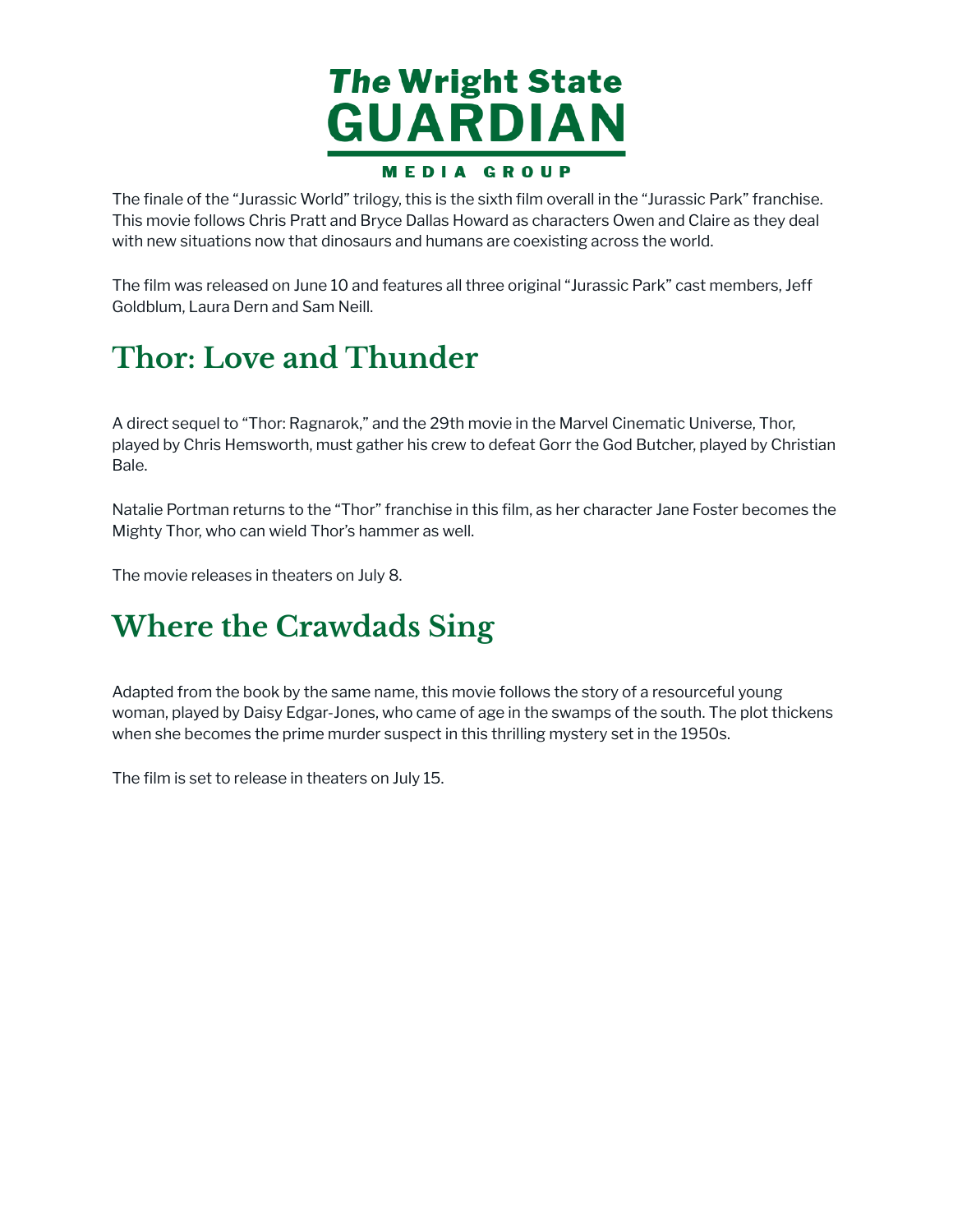The finale of the "Jurassic World" trilogy, this is the sixth film overall in the "Jurassic Park" franchise. This movie follows Chris Pratt and Bryce Dallas Howard as characters Owen and Claire as they deal with new situations now that dinosaurs and humans are coexisting across the world.

The film was released on June 10 and features all three original "Jurassic Park" cast members, Jeff Goldblum, Laura Dern and Sam Neill.

## Thor: Love and Thunder

A direct sequel to "Thor: Ragnarok," and the 29th movie in the Marvel Cinematic Universe, Thor, played by Chris Hemsworth, must gather his crew to defeat Gorr the God Butcher, played by Christian Bale.

Natalie Portman returns to the "Thor" franchise in this film, as her character Jane Foster becomes the Mighty Thor, who can wield Thor's hammer as well.

The movie releases in theaters on July 8.

## Where the Crawdads Sing

Adapted from the book by the same name, this movie follows the story of a resourceful young woman, played by Daisy Edgar-Jones, who came of age in the swamps of the south. The plot thickens when she becomes the prime murder suspect in this thrilling mystery set in the 1950s.

The film is set to release in theaters on July 15.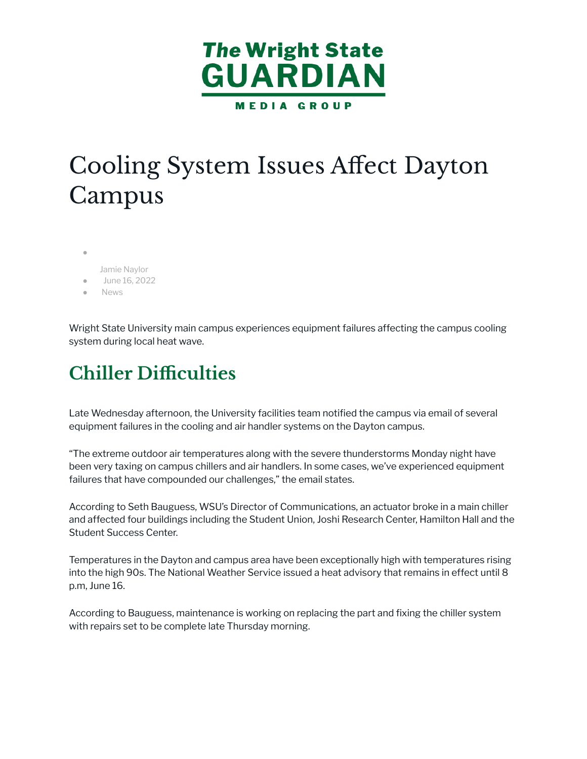# Cooling System Issues Affect Dayton Campus

- Jamie Naylor
- June 16, 2022
- News

Wright State University main campus experiences equipment failures affecting the campus cooling system during local heat wave.

## Chiller Difficulties

Late Wednesday afternoon, the University facilities team notified the campus via email of several equipment failures in the cooling and air handler systems on the Dayton campus.

“The extreme outdoor air temperatures along with the severe thunderstorms Monday night have been very taxing on campus chillers and air handlers. In some cases, we’ve experienced equipment failures that have compounded our challenges,” the email states.

According to Seth Bauguess, WSU’s Director of Communications, an actuator broke in a main chiller and affected four buildings including the Student Union, Joshi Research Center, Hamilton Hall and the Student Success Center.

Temperatures in the Dayton and campus area have been exceptionally high with temperatures rising into the high 90s. The National Weather Service issued a heat advisory that remains in effect until 8 p.m, June 16.

According to Bauguess, maintenance is working on replacing the part and fixing the chiller system with repairs set to be complete late Thursday morning.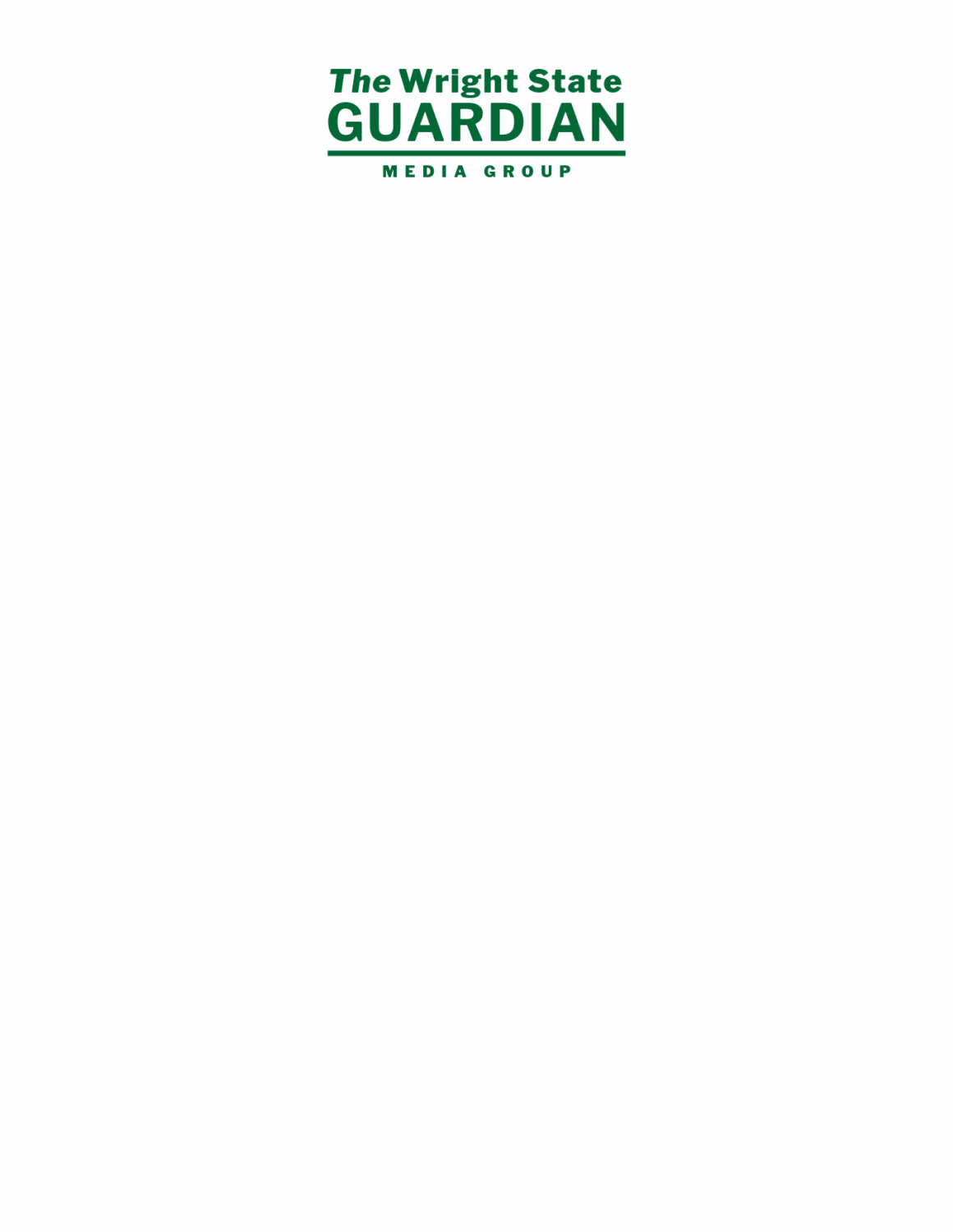The Wright State
GUARDIAN
MEDIA GROUP